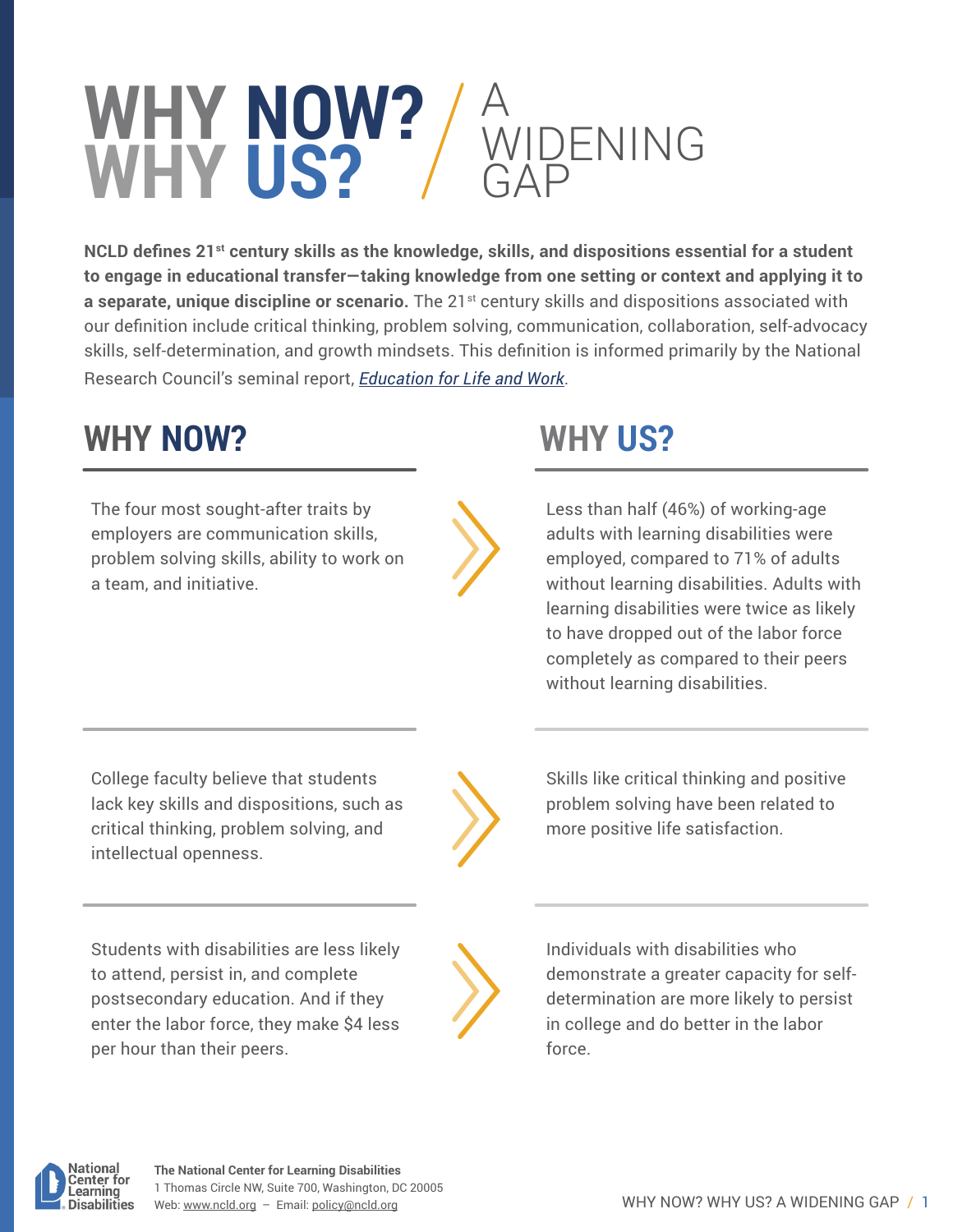# WHY NOW? WHY US? / A WIDENING GAP

**NCLD defines 21st century skills as the knowledge, skills, and dispositions essential for a student to engage in educational transfer—taking knowledge from one setting or context and applying it to a separate, unique discipline or scenario.** The 21st century skills and dispositions associated with our definition include critical thinking, problem solving, communication, collaboration, self-advocacy skills, self-determination, and growth mindsets. This definition is informed primarily by the National Research Council's seminal report, *Education for Life and Work*.

| WHY NOW? | WHY US? |
| --- | --- |
| The four most sought-after traits by employers are communication skills, problem solving skills, ability to work on a team, and initiative. | Less than half (46%) of working-age adults with learning disabilities were employed, compared to 71% of adults without learning disabilities. Adults with learning disabilities were twice as likely to have dropped out of the labor force completely as compared to their peers without learning disabilities. |
| College faculty believe that students lack key skills and dispositions, such as critical thinking, problem solving, and intellectual openness. | Skills like critical thinking and positive problem solving have been related to more positive life satisfaction. |
| Students with disabilities are less likely to attend, persist in, and complete postsecondary education. And if they enter the labor force, they make $4 less per hour than their peers. | Individuals with disabilities who demonstrate a greater capacity for self-determination are more likely to persist in college and do better in the labor force. |

**The National Center for Learning Disabilities**
1 Thomas Circle NW, Suite 700, Washington, DC 20005
Web: www.ncld.org – Email: policy@ncld.org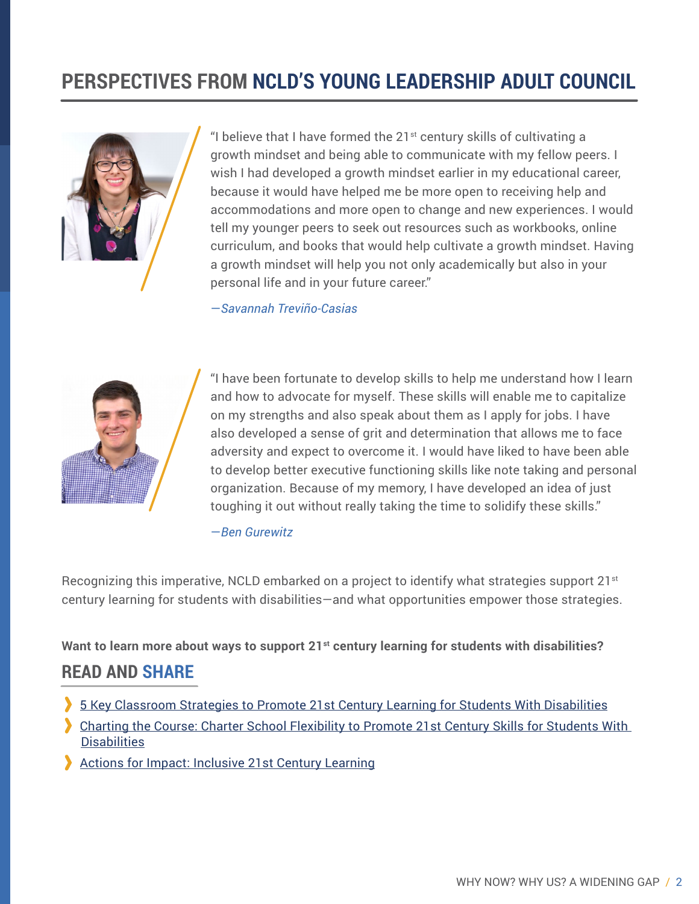## PERSPECTIVES FROM NCLD'S YOUNG LEADERSHIP ADULT COUNCIL

"I believe that I have formed the 21st century skills of cultivating a growth mindset and being able to communicate with my fellow peers. I wish I had developed a growth mindset earlier in my educational career, because it would have helped me be more open to receiving help and accommodations and more open to change and new experiences. I would tell my younger peers to seek out resources such as workbooks, online curriculum, and books that would help cultivate a growth mindset. Having a growth mindset will help you not only academically but also in your personal life and in your future career."

*—Savannah Treviño-Casias*

"I have been fortunate to develop skills to help me understand how I learn and how to advocate for myself. These skills will enable me to capitalize on my strengths and also speak about them as I apply for jobs. I have also developed a sense of grit and determination that allows me to face adversity and expect to overcome it. I would have liked to have been able to develop better executive functioning skills like note taking and personal organization. Because of my memory, I have developed an idea of just toughing it out without really taking the time to solidify these skills."

*—Ben Gurewitz*

Recognizing this imperative, NCLD embarked on a project to identify what strategies support 21st century learning for students with disabilities—and what opportunities empower those strategies.

**Want to learn more about ways to support 21st century learning for students with disabilities?**

## READ AND SHARE

- 5 Key Classroom Strategies to Promote 21st Century Learning for Students With Disabilities
- Charting the Course: Charter School Flexibility to Promote 21st Century Skills for Students With Disabilities
- Actions for Impact: Inclusive 21st Century Learning